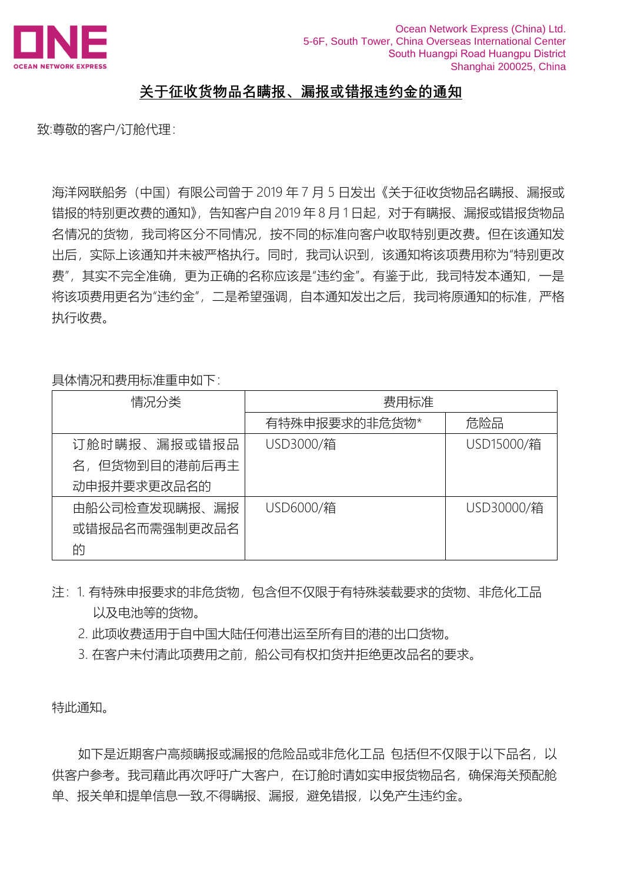ONE
OCEAN NETWORK EXPRESS

Ocean Network Express (China) Ltd.
5-6F, South Tower, China Overseas International Center
South Huangpi Road Huangpu District
Shanghai 200025, China

# 关于征收货物品名瞒报、漏报或错报违约金的通知

致:尊敬的客户/订舱代理:

海洋网联船务（中国）有限公司曾于 2019 年 7 月 5 日发出《关于征收货物品名瞒报、漏报或错报的特别更改费的通知》，告知客户自 2019 年 8 月 1 日起，对于有瞒报、漏报或错报货物品名情况的货物，我司将区分不同情况，按不同的标准向客户收取特别更改费。但在该通知发出后，实际上该通知并未被严格执行。同时，我司认识到，该通知将该项费用称为"特别更改费"，其实不完全准确，更为正确的名称应该是"违约金"。有鉴于此，我司特发本通知，一是将该项费用更名为"违约金"，二是希望强调，自本通知发出之后，我司将原通知的标准，严格执行收费。

具体情况和费用标准重申如下:

| 情况分类 | 费用标准 | |
|---|---|---|
| | 有特殊申报要求的非危货物* | 危险品 |
| 订舱时瞒报、漏报或错报品名，但货物到目的港前后再主动申报并要求更改品名的 | USD3000/箱 | USD15000/箱 |
| 由船公司检查发现瞒报、漏报或错报品名而需强制更改品名的 | USD6000/箱 | USD30000/箱 |

注：1. 有特殊申报要求的非危货物，包含但不仅限于有特殊装载要求的货物、非危化工品以及电池等的货物。
2. 此项收费适用于自中国大陆任何港出运至所有目的港的出口货物。
3. 在客户未付清此项费用之前，船公司有权扣货并拒绝更改品名的要求。

特此通知。

如下是近期客户高频瞒报或漏报的危险品或非危化工品 包括但不仅限于以下品名，以供客户参考。我司藉此再次呼吁广大客户，在订舱时请如实申报货物品名，确保海关预配舱单、报关单和提单信息一致,不得瞒报、漏报，避免错报，以免产生违约金。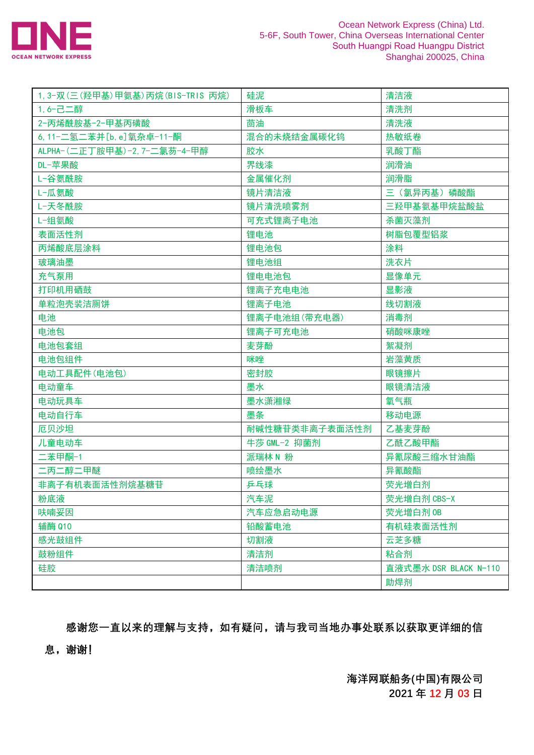Ocean Network Express (China) Ltd.
5-6F, South Tower, China Overseas International Center
South Huangpi Road Huangpu District
Shanghai 200025, China

| | | |
|---|---|---|
| 1,3-双(三(羟甲基)甲氨基)丙烷(BIS-TRIS 丙烷) | 硅泥 | 清洁液 |
| 1,6-己二醇 | 滑板车 | 清洗剂 |
| 2-丙烯酰胺基-2-甲基丙磺酸 | 茴油 | 清洗液 |
| 6,11-二氢二苯并[b,e]氧杂卓-11-酮 | 混合的未烧结金属碳化钨 | 热敏纸卷 |
| ALPHA-(二正丁胺甲基)-2,7-二氯芴-4-甲醇 | 胶水 | 乳酸丁酯 |
| DL-苹果酸 | 界线漆 | 润滑油 |
| L-谷氨酰胺 | 金属催化剂 | 润滑脂 |
| L-瓜氨酸 | 镜片清洁液 | 三（氯异丙基）磷酸酯 |
| L-天冬酰胺 | 镜片清洗喷雾剂 | 三羟甲基氨基甲烷盐酸盐 |
| L-组氨酸 | 可充式锂离子电池 | 杀菌灭藻剂 |
| 表面活性剂 | 锂电池 | 树脂包覆型铝浆 |
| 丙烯酸底层涂料 | 锂电池包 | 涂料 |
| 玻璃油墨 | 锂电池组 | 洗衣片 |
| 充气泵用 | 锂电电池包 | 显像单元 |
| 打印机用硒鼓 | 锂离子充电电池 | 显影液 |
| 单粒泡壳装洁厕饼 | 锂离子电池 | 线切割液 |
| 电池 | 锂离子电池组(带充电器) | 消毒剂 |
| 电池包 | 锂离子可充电池 | 硝酸咪康唑 |
| 电池包套组 | 麦芽酚 | 絮凝剂 |
| 电池包组件 | 咪唑 | 岩藻黄质 |
| 电动工具配件(电池包) | 密封胶 | 眼镜擦片 |
| 电动童车 | 墨水 | 眼镜清洁液 |
| 电动玩具车 | 墨水潇湘绿 | 氧气瓶 |
| 电动自行车 | 墨条 | 移动电源 |
| 厄贝沙坦 | 耐碱性糖苷类非离子表面活性剂 | 乙基麦芽酚 |
| 儿童电动车 | 牛莎 GML-2 抑菌剂 | 乙酰乙酸甲酯 |
| 二苯甲酮-1 | 派瑞林 N 粉 | 异氰尿酸三缩水甘油酯 |
| 二丙二醇二甲醚 | 喷绘墨水 | 异氰酸酯 |
| 非离子有机表面活性剂烷基糖苷 | 乒乓球 | 荧光增白剂 |
| 粉底液 | 汽车泥 | 荧光增白剂 CBS-X |
| 呋喃妥因 | 汽车应急启动电源 | 荧光增白剂 OB |
| 辅酶 Q10 | 铅酸蓄电池 | 有机硅表面活性剂 |
| 感光鼓组件 | 切割液 | 云芝多糖 |
| 鼓粉组件 | 清洁剂 | 粘合剂 |
| 硅胶 | 清洁喷剂 | 直液式墨水 DSR BLACK N-110 |
| | | 助焊剂 |

**感谢您一直以来的理解与支持，如有疑问，请与我司当地办事处联系以获取更详细的信息，谢谢！**

**海洋网联船务(中国)有限公司**
**2021 年 12 月 03 日**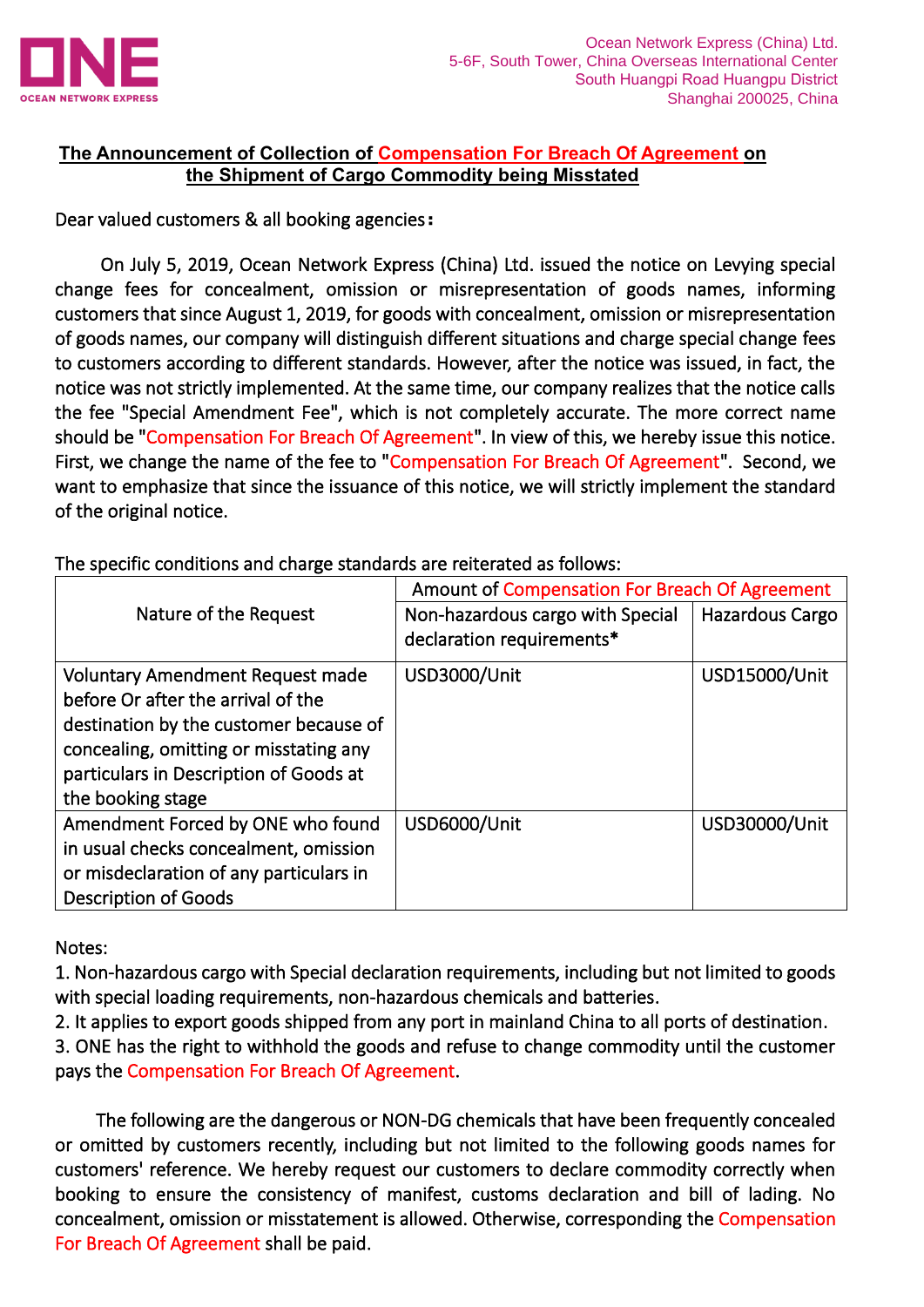ONE
OCEAN NETWORK EXPRESS

Ocean Network Express (China) Ltd.
5-6F, South Tower, China Overseas International Center
South Huangpi Road Huangpu District
Shanghai 200025, China

## **The Announcement of Collection of Compensation For Breach Of Agreement on the Shipment of Cargo Commodity being Misstated**

Dear valued customers & all booking agencies：

On July 5, 2019, Ocean Network Express (China) Ltd. issued the notice on Levying special change fees for concealment, omission or misrepresentation of goods names, informing customers that since August 1, 2019, for goods with concealment, omission or misrepresentation of goods names, our company will distinguish different situations and charge special change fees to customers according to different standards. However, after the notice was issued, in fact, the notice was not strictly implemented. At the same time, our company realizes that the notice calls the fee "Special Amendment Fee", which is not completely accurate. The more correct name should be "Compensation For Breach Of Agreement". In view of this, we hereby issue this notice. First, we change the name of the fee to "Compensation For Breach Of Agreement". Second, we want to emphasize that since the issuance of this notice, we will strictly implement the standard of the original notice.

The specific conditions and charge standards are reiterated as follows:

| Nature of the Request | Amount of Compensation For Breach Of Agreement | |
|---|---|---|
| | Non-hazardous cargo with Special declaration requirements* | Hazardous Cargo |
| Voluntary Amendment Request made before Or after the arrival of the destination by the customer because of concealing, omitting or misstating any particulars in Description of Goods at the booking stage | USD3000/Unit | USD15000/Unit |
| Amendment Forced by ONE who found in usual checks concealment, omission or misdeclaration of any particulars in Description of Goods | USD6000/Unit | USD30000/Unit |

Notes:
1. Non-hazardous cargo with Special declaration requirements, including but not limited to goods with special loading requirements, non-hazardous chemicals and batteries.
2. It applies to export goods shipped from any port in mainland China to all ports of destination.
3. ONE has the right to withhold the goods and refuse to change commodity until the customer pays the Compensation For Breach Of Agreement.

The following are the dangerous or NON-DG chemicals that have been frequently concealed or omitted by customers recently, including but not limited to the following goods names for customers' reference. We hereby request our customers to declare commodity correctly when booking to ensure the consistency of manifest, customs declaration and bill of lading. No concealment, omission or misstatement is allowed. Otherwise, corresponding the Compensation For Breach Of Agreement shall be paid.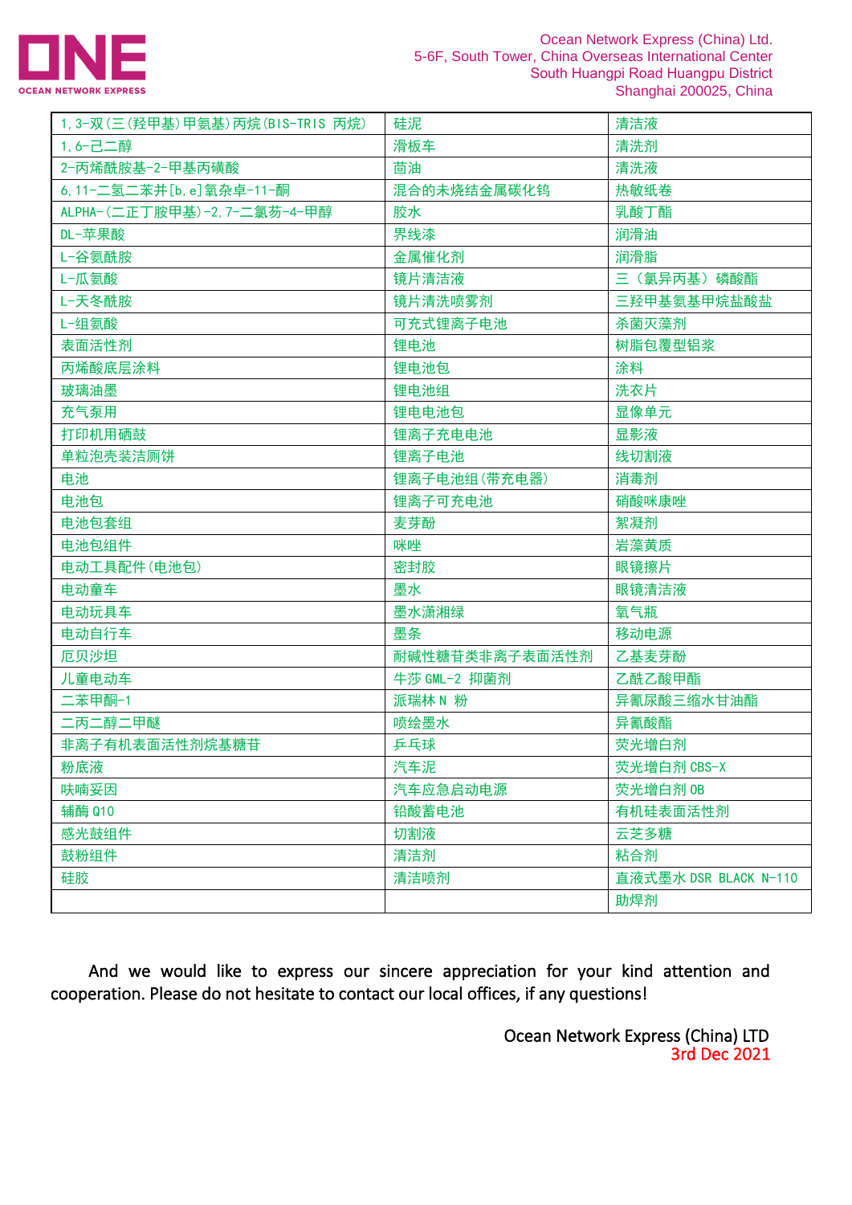| | | |
|---|---|---|
| 1,3-双(三(羟甲基)甲氨基)丙烷(BIS-TRIS 丙烷) | 硅泥 | 清洁液 |
| 1,6-己二醇 | 滑板车 | 清洗剂 |
| 2-丙烯酰胺基-2-甲基丙磺酸 | 茴油 | 清洗液 |
| 6,11-二氢二苯并[b,e]氧杂卓-11-酮 | 混合的未烧结金属碳化钨 | 热敏纸卷 |
| ALPHA-(二正丁胺甲基)-2,7-二氯芴-4-甲醇 | 胶水 | 乳酸丁酯 |
| DL-苹果酸 | 界线漆 | 润滑油 |
| L-谷氨酰胺 | 金属催化剂 | 润滑脂 |
| L-瓜氨酸 | 镜片清洁液 | 三（氯异丙基）磷酸酯 |
| L-天冬酰胺 | 镜片清洗喷雾剂 | 三羟甲基氨基甲烷盐酸盐 |
| L-组氨酸 | 可充式锂离子电池 | 杀菌灭藻剂 |
| 表面活性剂 | 锂电池 | 树脂包覆型铝浆 |
| 丙烯酸底层涂料 | 锂电池包 | 涂料 |
| 玻璃油墨 | 锂电池组 | 洗衣片 |
| 充气泵用 | 锂电电池包 | 显像单元 |
| 打印机用硒鼓 | 锂离子充电电池 | 显影液 |
| 单粒泡壳装洁厕饼 | 锂离子电池 | 线切割液 |
| 电池 | 锂离子电池组(带充电器) | 消毒剂 |
| 电池包 | 锂离子可充电池 | 硝酸咪康唑 |
| 电池包套组 | 麦芽酚 | 絮凝剂 |
| 电池包组件 | 咪唑 | 岩藻黄质 |
| 电动工具配件(电池包) | 密封胶 | 眼镜擦片 |
| 电动童车 | 墨水 | 眼镜清洁液 |
| 电动玩具车 | 墨水潇湘绿 | 氧气瓶 |
| 电动自行车 | 墨条 | 移动电源 |
| 厄贝沙坦 | 耐碱性糖苷类非离子表面活性剂 | 乙基麦芽酚 |
| 儿童电动车 | 牛莎 GML-2 抑菌剂 | 乙酰乙酸甲酯 |
| 二苯甲酮-1 | 派瑞林 N 粉 | 异氰尿酸三缩水甘油酯 |
| 二丙二醇二甲醚 | 喷绘墨水 | 异氰酸酯 |
| 非离子有机表面活性剂烷基糖苷 | 乒乓球 | 荧光增白剂 |
| 粉底液 | 汽车泥 | 荧光增白剂 CBS-X |
| 呋喃妥因 | 汽车应急启动电源 | 荧光增白剂 OB |
| 辅酶 Q10 | 铅酸蓄电池 | 有机硅表面活性剂 |
| 感光鼓组件 | 切割液 | 云芝多糖 |
| 鼓粉组件 | 清洁剂 | 粘合剂 |
| 硅胶 | 清洁喷剂 | 直液式墨水 DSR BLACK N-110 |
| | | 助焊剂 |

And we would like to express our sincere appreciation for your kind attention and cooperation. Please do not hesitate to contact our local offices, if any questions!

Ocean Network Express (China) LTD
3rd Dec 2021